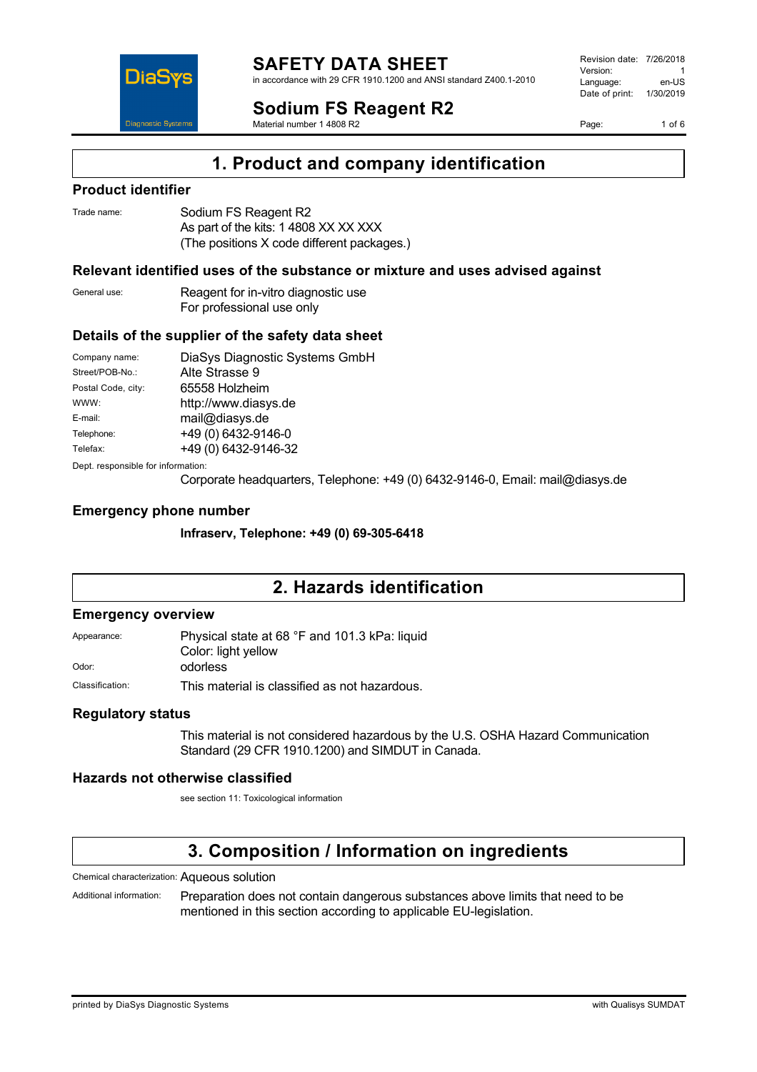# SAFETY DATA SHEET

in accordance with 29 CFR 1910.1200 and ANSI standard Z400.1-2010

Revision date: 7/26/2018
Version: 1
Language: en-US
Date of print: 1/30/2019

# Sodium FS Reagent R2

Material number 1 4808 R2

## 1. Product and company identification

### Product identifier

Trade name: Sodium FS Reagent R2
As part of the kits: 1 4808 XX XX XXX
(The positions X code different packages.)

### Relevant identified uses of the substance or mixture and uses advised against

General use: Reagent for in-vitro diagnostic use
For professional use only

### Details of the supplier of the safety data sheet

| | |
|---|---|
| Company name: | DiaSys Diagnostic Systems GmbH |
| Street/POB-No.: | Alte Strasse 9 |
| Postal Code, city: | 65558 Holzheim |
| WWW: | http://www.diasys.de |
| E-mail: | mail@diasys.de |
| Telephone: | +49 (0) 6432-9146-0 |
| Telefax: | +49 (0) 6432-9146-32 |

Dept. responsible for information:
Corporate headquarters, Telephone: +49 (0) 6432-9146-0, Email: mail@diasys.de

### Emergency phone number

**Infraserv, Telephone: +49 (0) 69-305-6418**

## 2. Hazards identification

### Emergency overview

Appearance: Physical state at 68 °F and 101.3 kPa: liquid
Color: light yellow

Odor: odorless

Classification: This material is classified as not hazardous.

### Regulatory status

This material is not considered hazardous by the U.S. OSHA Hazard Communication Standard (29 CFR 1910.1200) and SIMDUT in Canada.

### Hazards not otherwise classified

see section 11: Toxicological information

## 3. Composition / Information on ingredients

Chemical characterization: Aqueous solution

Additional information: Preparation does not contain dangerous substances above limits that need to be mentioned in this section according to applicable EU-legislation.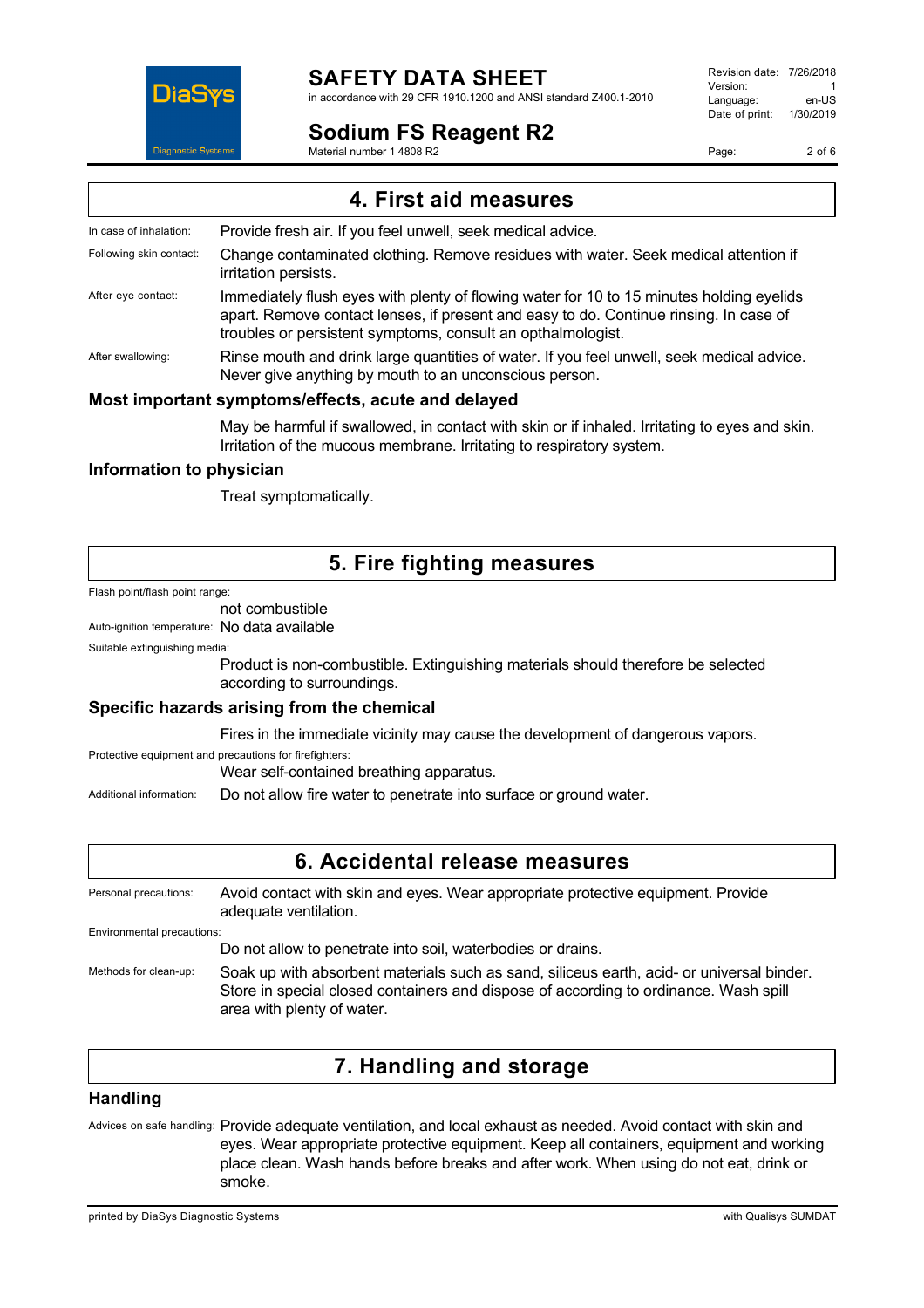# 4. First aid measures

**In case of inhalation:** Provide fresh air. If you feel unwell, seek medical advice.

**Following skin contact:** Change contaminated clothing. Remove residues with water. Seek medical attention if irritation persists.

**After eye contact:** Immediately flush eyes with plenty of flowing water for 10 to 15 minutes holding eyelids apart. Remove contact lenses, if present and easy to do. Continue rinsing. In case of troubles or persistent symptoms, consult an opthalmologist.

**After swallowing:** Rinse mouth and drink large quantities of water. If you feel unwell, seek medical advice. Never give anything by mouth to an unconscious person.

### Most important symptoms/effects, acute and delayed

May be harmful if swallowed, in contact with skin or if inhaled. Irritating to eyes and skin. Irritation of the mucous membrane. Irritating to respiratory system.

### Information to physician

Treat symptomatically.

# 5. Fire fighting measures

**Flash point/flash point range:**
not combustible

**Auto-ignition temperature:** No data available

**Suitable extinguishing media:**
Product is non-combustible. Extinguishing materials should therefore be selected according to surroundings.

### Specific hazards arising from the chemical

Fires in the immediate vicinity may cause the development of dangerous vapors.

**Protective equipment and precautions for firefighters:**
Wear self-contained breathing apparatus.

**Additional information:** Do not allow fire water to penetrate into surface or ground water.

# 6. Accidental release measures

**Personal precautions:** Avoid contact with skin and eyes. Wear appropriate protective equipment. Provide adequate ventilation.

**Environmental precautions:**
Do not allow to penetrate into soil, waterbodies or drains.

**Methods for clean-up:** Soak up with absorbent materials such as sand, siliceus earth, acid- or universal binder. Store in special closed containers and dispose of according to ordinance. Wash spill area with plenty of water.

# 7. Handling and storage

### Handling

**Advices on safe handling:** Provide adequate ventilation, and local exhaust as needed. Avoid contact with skin and eyes. Wear appropriate protective equipment. Keep all containers, equipment and working place clean. Wash hands before breaks and after work. When using do not eat, drink or smoke.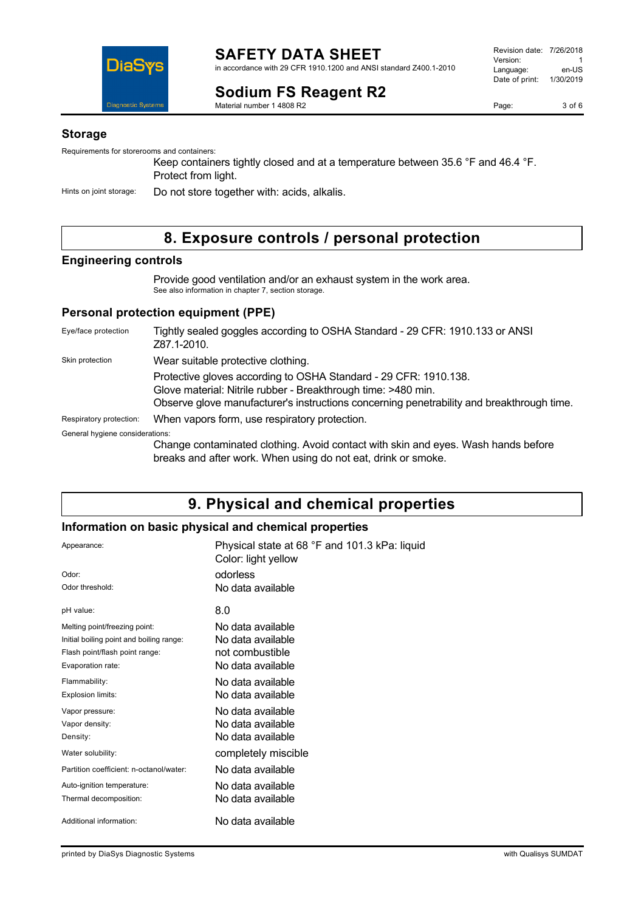### Storage

Requirements for storerooms and containers:

Keep containers tightly closed and at a temperature between 35.6 °F and 46.4 °F. Protect from light.

Hints on joint storage: Do not store together with: acids, alkalis.

## 8. Exposure controls / personal protection

### Engineering controls

Provide good ventilation and/or an exhaust system in the work area.
See also information in chapter 7, section storage.

### Personal protection equipment (PPE)

| | |
|---|---|
| Eye/face protection | Tightly sealed goggles according to OSHA Standard - 29 CFR: 1910.133 or ANSI Z87.1-2010. |
| Skin protection | Wear suitable protective clothing.<br>Protective gloves according to OSHA Standard - 29 CFR: 1910.138.<br>Glove material: Nitrile rubber - Breakthrough time: >480 min.<br>Observe glove manufacturer's instructions concerning penetrability and breakthrough time. |
| Respiratory protection: | When vapors form, use respiratory protection. |

General hygiene considerations:

Change contaminated clothing. Avoid contact with skin and eyes. Wash hands before breaks and after work. When using do not eat, drink or smoke.

## 9. Physical and chemical properties

### Information on basic physical and chemical properties

| | |
|---|---|
| Appearance: | Physical state at 68 °F and 101.3 kPa: liquid<br>Color: light yellow |
| Odor: | odorless |
| Odor threshold: | No data available |
| pH value: | 8.0 |
| Melting point/freezing point: | No data available |
| Initial boiling point and boiling range: | No data available |
| Flash point/flash point range: | not combustible |
| Evaporation rate: | No data available |
| Flammability: | No data available |
| Explosion limits: | No data available |
| Vapor pressure: | No data available |
| Vapor density: | No data available |
| Density: | No data available |
| Water solubility: | completely miscible |
| Partition coefficient: n-octanol/water: | No data available |
| Auto-ignition temperature: | No data available |
| Thermal decomposition: | No data available |
| Additional information: | No data available |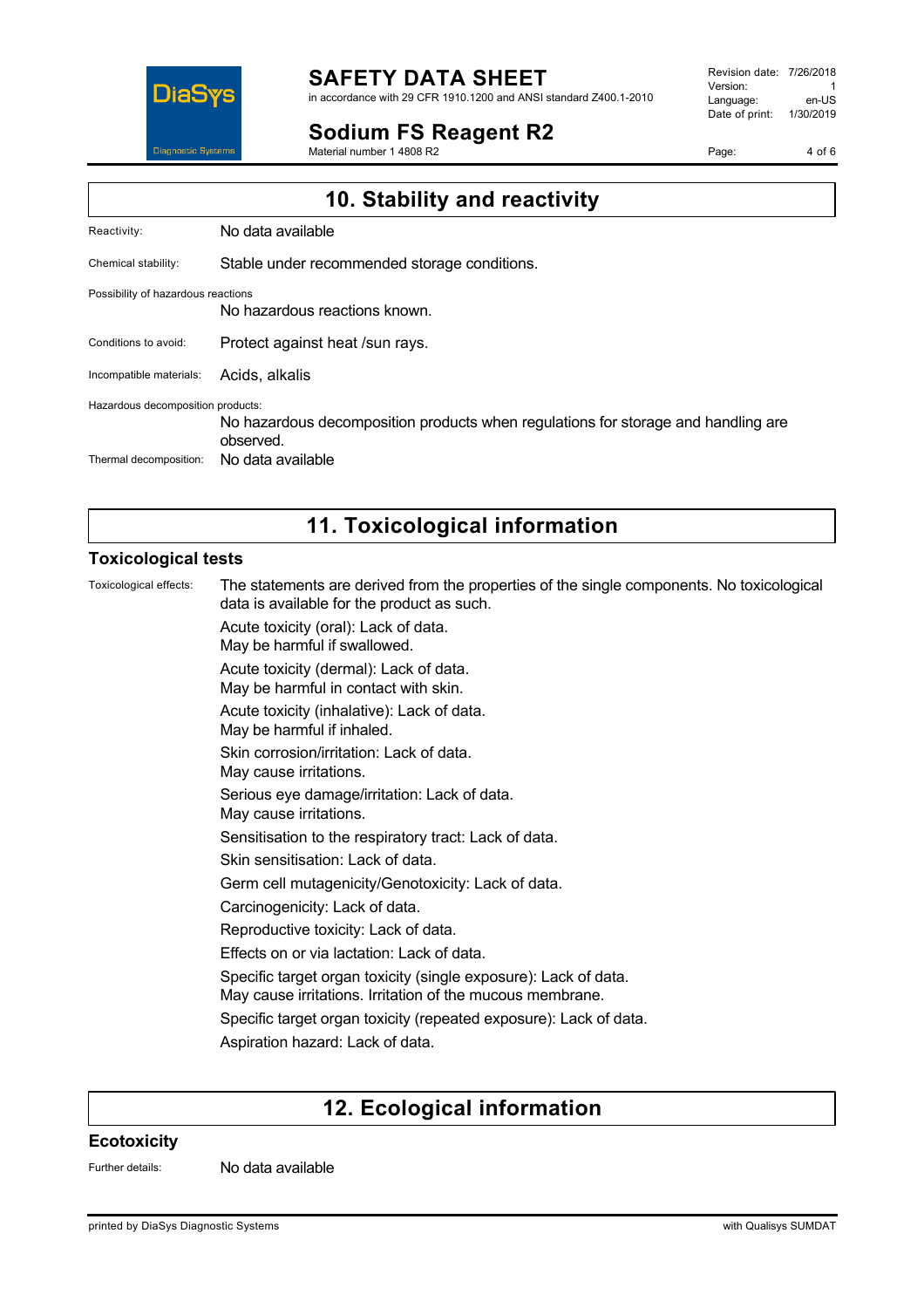## 10. Stability and reactivity

Reactivity: No data available

Chemical stability: Stable under recommended storage conditions.

Possibility of hazardous reactions
No hazardous reactions known.

Conditions to avoid: Protect against heat /sun rays.

Incompatible materials: Acids, alkalis

Hazardous decomposition products:
No hazardous decomposition products when regulations for storage and handling are observed.

Thermal decomposition: No data available

## 11. Toxicological information

### Toxicological tests

Toxicological effects: The statements are derived from the properties of the single components. No toxicological data is available for the product as such.

Acute toxicity (oral): Lack of data.
May be harmful if swallowed.

Acute toxicity (dermal): Lack of data.
May be harmful in contact with skin.

Acute toxicity (inhalative): Lack of data.
May be harmful if inhaled.

Skin corrosion/irritation: Lack of data.
May cause irritations.

Serious eye damage/irritation: Lack of data.
May cause irritations.

Sensitisation to the respiratory tract: Lack of data.

Skin sensitisation: Lack of data.

Germ cell mutagenicity/Genotoxicity: Lack of data.

Carcinogenicity: Lack of data.

Reproductive toxicity: Lack of data.

Effects on or via lactation: Lack of data.

Specific target organ toxicity (single exposure): Lack of data.
May cause irritations. Irritation of the mucous membrane.

Specific target organ toxicity (repeated exposure): Lack of data.

Aspiration hazard: Lack of data.

## 12. Ecological information

### Ecotoxicity

Further details: No data available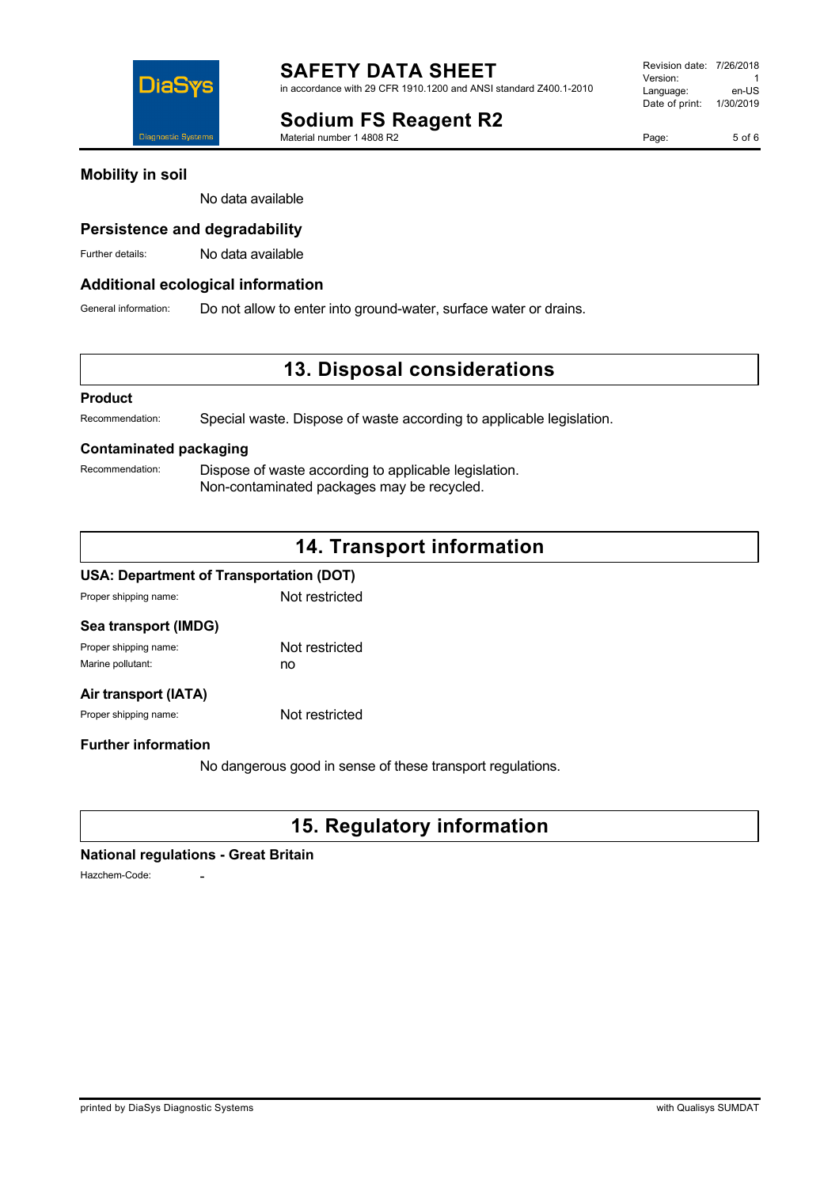### Mobility in soil

No data available

### Persistence and degradability

Further details: No data available

### Additional ecological information

General information: Do not allow to enter into ground-water, surface water or drains.

## 13. Disposal considerations

### Product

Recommendation: Special waste. Dispose of waste according to applicable legislation.

### Contaminated packaging

Recommendation: Dispose of waste according to applicable legislation.
Non-contaminated packages may be recycled.

## 14. Transport information

### USA: Department of Transportation (DOT)

Proper shipping name: Not restricted

### Sea transport (IMDG)

Proper shipping name: Not restricted
Marine pollutant: no

### Air transport (IATA)

Proper shipping name: Not restricted

### Further information

No dangerous good in sense of these transport regulations.

## 15. Regulatory information

### National regulations - Great Britain

Hazchem-Code: -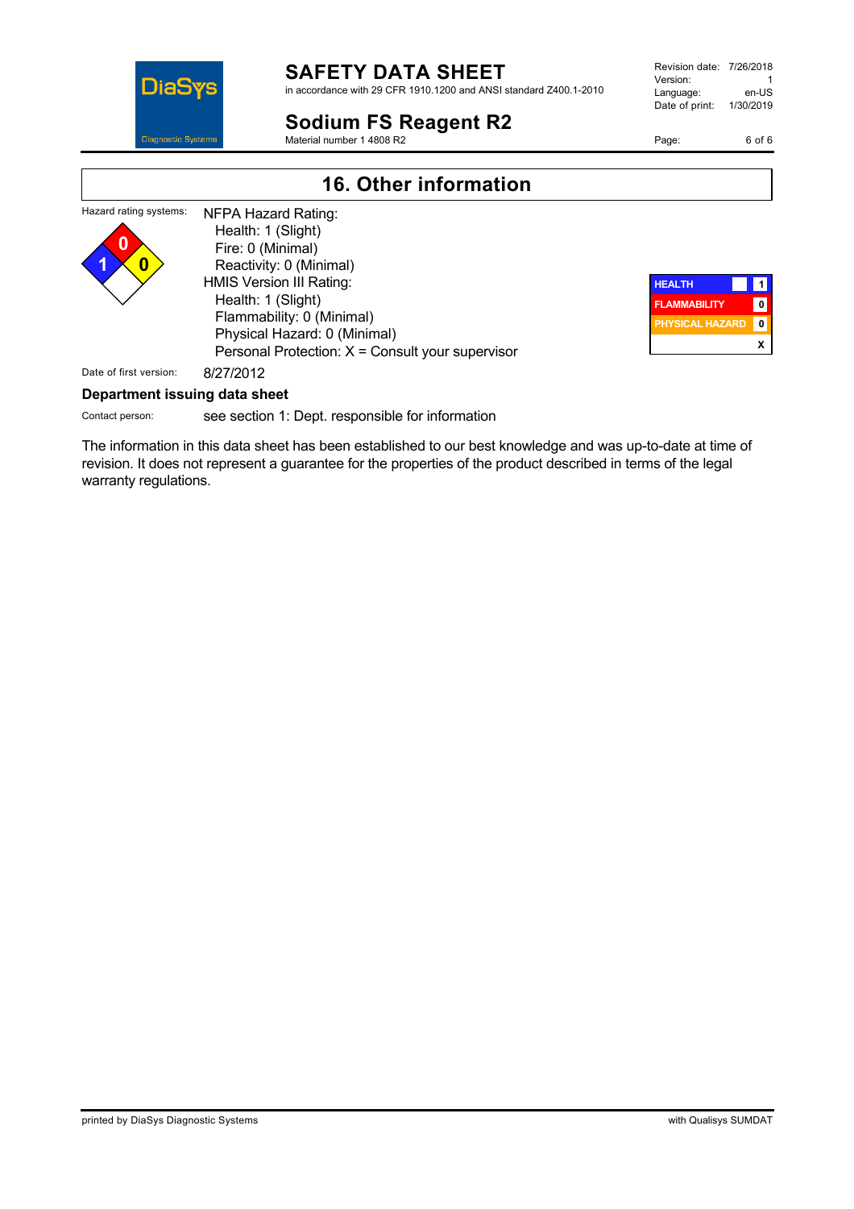## 16. Other information

Hazard rating systems:

NFPA Hazard Rating:
- Health: 1 (Slight)
- Fire: 0 (Minimal)
- Reactivity: 0 (Minimal)

HMIS Version III Rating:
- Health: 1 (Slight)
- Flammability: 0 (Minimal)
- Physical Hazard: 0 (Minimal)
- Personal Protection: X = Consult your supervisor

| | |
|---|---|
| HEALTH | 1 |
| FLAMMABILITY | 0 |
| PHYSICAL HAZARD | 0 |
| | X |

Date of first version: 8/27/2012

### Department issuing data sheet

Contact person: see section 1: Dept. responsible for information

The information in this data sheet has been established to our best knowledge and was up-to-date at time of revision. It does not represent a guarantee for the properties of the product described in terms of the legal warranty regulations.